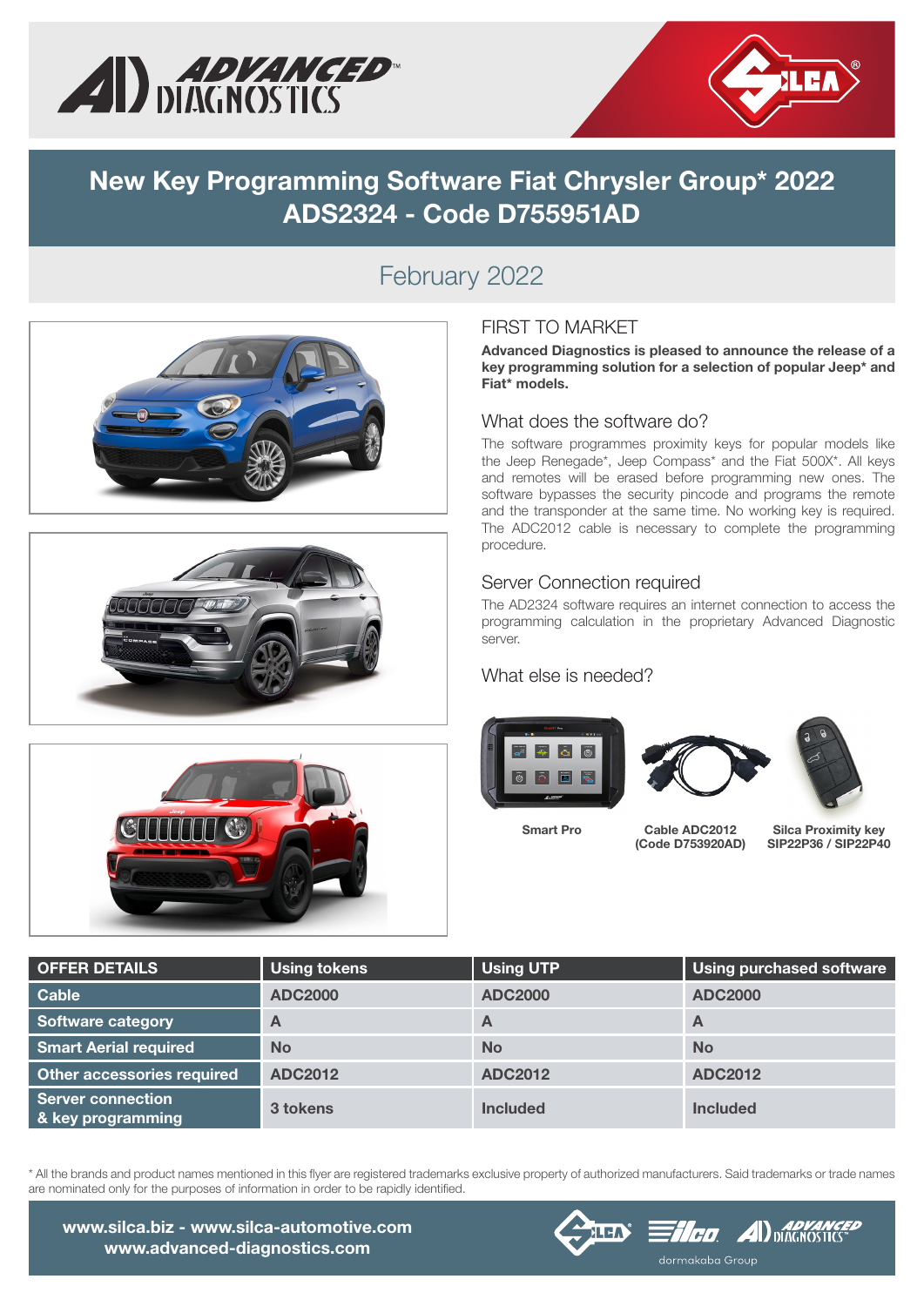# New Key Programming Software Fiat Chrysler Group* 2022
# ADS2324 - Code D755951AD

## February 2022

### FIRST TO MARKET

**Advanced Diagnostics is pleased to announce the release of a key programming solution for a selection of popular Jeep* and Fiat* models.**

### What does the software do?

The software programmes proximity keys for popular models like the Jeep Renegade*, Jeep Compass* and the Fiat 500X*. All keys and remotes will be erased before programming new ones. The software bypasses the security pincode and programs the remote and the transponder at the same time. No working key is required. The ADC2012 cable is necessary to complete the programming procedure.

### Server Connection required

The AD2324 software requires an internet connection to access the programming calculation in the proprietary Advanced Diagnostic server.

### What else is needed?

**Smart Pro**

**Cable ADC2012 (Code D753920AD)**

**Silca Proximity key SIP22P36 / SIP22P40**

| OFFER DETAILS | Using tokens | Using UTP | Using purchased software |
|---|---|---|---|
| Cable | ADC2000 | ADC2000 | ADC2000 |
| Software category | A | A | A |
| Smart Aerial required | No | No | No |
| Other accessories required | ADC2012 | ADC2012 | ADC2012 |
| Server connection & key programming | 3 tokens | Included | Included |

\* All the brands and product names mentioned in this flyer are registered trademarks exclusive property of authorized manufacturers. Said trademarks or trade names are nominated only for the purposes of information in order to be rapidly identified.

www.silca.biz - www.silca-automotive.com
www.advanced-diagnostics.com

dormakaba Group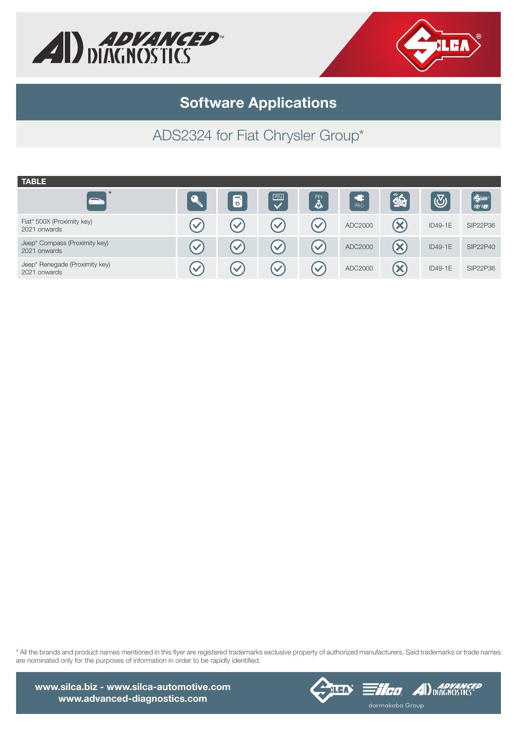## Software Applications

### ADS2324 for Fiat Chrysler Group*

**TABLE**

| * | | | PIN | PIN | PRO | | | KEY REF |
|---|---|---|---|---|---|---|---|---|
| Fiat* 500X (Proximity key) 2021 onwards | ✓ | ✓ | ✓ | ✓ | ADC2000 | ✗ | ID49-1E | SIP22P36 |
| Jeep* Compass (Proximity key) 2021 onwards | ✓ | ✓ | ✓ | ✓ | ADC2000 | ✗ | ID49-1E | SIP22P40 |
| Jeep* Renegade (Proximity key) 2021 onwards | ✓ | ✓ | ✓ | ✓ | ADC2000 | ✗ | ID49-1E | SIP22P36 |

* All the brands and product names mentioned in this flyer are registered trademarks exclusive property of authorized manufacturers. Said trademarks or trade names are nominated only for the purposes of information in order to be rapidly identified.

www.silca.biz - www.silca-automotive.com
www.advanced-diagnostics.com

dormakaba Group